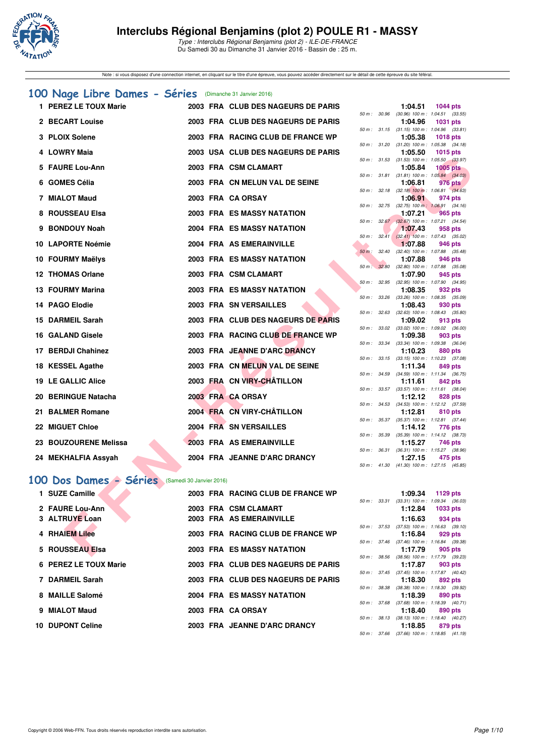# Interclubs Régional Benjamins (plot 2) POULE R1 - MASSY

*Type : Interclubs Régional Benjamins (plot 2) - ILE-DE-FRANCE*
Du Samedi 30 au Dimanche 31 Janvier 2016 - Bassin de : 25 m.

Note : si vous disposez d'une connection internet, en cliquant sur le titre d'une épreuve, vous pouvez accéder directement sur le détail de cette épreuve du site féféral.

## 100 Nage Libre Dames - Séries (Dimanche 31 Janvier 2016)

| Rang | Nom | Année | Nat. | Club | Temps | Points | Splits |
|---|---|---|---|---|---|---|---|
| 1 | PEREZ LE TOUX Marie | 2003 | FRA | CLUB DES NAGEURS DE PARIS | 1:04.51 | 1044 pts | 50 m : 30.96 (30.96) 100 m : 1:04.51 (33.55) |
| 2 | BECART Louise | 2003 | FRA | CLUB DES NAGEURS DE PARIS | 1:04.96 | 1031 pts | 50 m : 31.15 (31.15) 100 m : 1:04.96 (33.81) |
| 3 | PLOIX Solene | 2003 | FRA | RACING CLUB DE FRANCE WP | 1:05.38 | 1018 pts | 50 m : 31.20 (31.20) 100 m : 1:05.38 (34.18) |
| 4 | LOWRY Maia | 2003 | USA | CLUB DES NAGEURS DE PARIS | 1:05.50 | 1015 pts | 50 m : 31.53 (31.53) 100 m : 1:05.50 (33.97) |
| 5 | FAURE Lou-Ann | 2003 | FRA | CSM CLAMART | 1:05.84 | 1005 pts | 50 m : 31.81 (31.81) 100 m : 1:05.84 (34.03) |
| 6 | GOMES Célia | 2003 | FRA | CN MELUN VAL DE SEINE | 1:06.81 | 976 pts | 50 m : 32.18 (32.18) 100 m : 1:06.81 (34.63) |
| 7 | MIALOT Maud | 2003 | FRA | CA ORSAY | 1:06.91 | 974 pts | 50 m : 32.75 (32.75) 100 m : 1:06.91 (34.16) |
| 8 | ROUSSEAU Elsa | 2003 | FRA | ES MASSY NATATION | 1:07.21 | 965 pts | 50 m : 32.67 (32.67) 100 m : 1:07.21 (34.54) |
| 9 | BONDOUY Noah | 2004 | FRA | ES MASSY NATATION | 1:07.43 | 958 pts | 50 m : 32.41 (32.41) 100 m : 1:07.43 (35.02) |
| 10 | LAPORTE Noémie | 2004 | FRA | AS EMERAINVILLE | 1:07.88 | 946 pts | 50 m : 32.40 (32.40) 100 m : 1:07.88 (35.48) |
| 10 | FOURMY Maëlys | 2003 | FRA | ES MASSY NATATION | 1:07.88 | 946 pts | 50 m : 32.80 (32.80) 100 m : 1:07.88 (35.08) |
| 12 | THOMAS Orlane | 2003 | FRA | CSM CLAMART | 1:07.90 | 945 pts | 50 m : 32.95 (32.95) 100 m : 1:07.90 (34.95) |
| 13 | FOURMY Marina | 2003 | FRA | ES MASSY NATATION | 1:08.35 | 932 pts | 50 m : 33.26 (33.26) 100 m : 1:08.35 (35.09) |
| 14 | PAGO Elodie | 2003 | FRA | SN VERSAILLES | 1:08.43 | 930 pts | 50 m : 32.63 (32.63) 100 m : 1:08.43 (35.80) |
| 15 | DARMEIL Sarah | 2003 | FRA | CLUB DES NAGEURS DE PARIS | 1:09.02 | 913 pts | 50 m : 33.02 (33.02) 100 m : 1:09.02 (36.00) |
| 16 | GALAND Gisele | 2003 | FRA | RACING CLUB DE FRANCE WP | 1:09.38 | 903 pts | 50 m : 33.34 (33.34) 100 m : 1:09.38 (36.04) |
| 17 | BERDJI Chahinez | 2003 | FRA | JEANNE D'ARC DRANCY | 1:10.23 | 880 pts | 50 m : 33.15 (33.15) 100 m : 1:10.23 (37.08) |
| 18 | KESSEL Agathe | 2003 | FRA | CN MELUN VAL DE SEINE | 1:11.34 | 849 pts | 50 m : 34.59 (34.59) 100 m : 1:11.34 (36.75) |
| 19 | LE GALLIC Alice | 2003 | FRA | CN VIRY-CHÂTILLON | 1:11.61 | 842 pts | 50 m : 33.57 (33.57) 100 m : 1:11.61 (38.04) |
| 20 | BERINGUE Natacha | 2003 | FRA | CA ORSAY | 1:12.12 | 828 pts | 50 m : 34.53 (34.53) 100 m : 1:12.12 (37.59) |
| 21 | BALMER Romane | 2004 | FRA | CN VIRY-CHÂTILLON | 1:12.81 | 810 pts | 50 m : 35.37 (35.37) 100 m : 1:12.81 (37.44) |
| 22 | MIGUET Chloe | 2004 | FRA | SN VERSAILLES | 1:14.12 | 776 pts | 50 m : 35.39 (35.39) 100 m : 1:14.12 (38.73) |
| 23 | BOUZOURENE Melissa | 2003 | FRA | AS EMERAINVILLE | 1:15.27 | 746 pts | 50 m : 36.31 (36.31) 100 m : 1:15.27 (38.96) |
| 24 | MEKHALFIA Assyah | 2004 | FRA | JEANNE D'ARC DRANCY | 1:27.15 | 475 pts | 50 m : 41.30 (41.30) 100 m : 1:27.15 (45.85) |

## 100 Dos Dames - Séries (Samedi 30 Janvier 2016)

| Rang | Nom | Année | Nat. | Club | Temps | Points | Splits |
|---|---|---|---|---|---|---|---|
| 1 | SUZE Camille | 2003 | FRA | RACING CLUB DE FRANCE WP | 1:09.34 | 1129 pts | 50 m : 33.31 (33.31) 100 m : 1:09.34 (36.03) |
| 2 | FAURE Lou-Ann | 2003 | FRA | CSM CLAMART | 1:12.84 | 1033 pts | |
| 3 | ALTRUYE Loan | 2003 | FRA | AS EMERAINVILLE | 1:16.63 | 934 pts | 50 m : 37.53 (37.53) 100 m : 1:16.63 (39.10) |
| 4 | RHAIEM Lilee | 2003 | FRA | RACING CLUB DE FRANCE WP | 1:16.84 | 929 pts | 50 m : 37.46 (37.46) 100 m : 1:16.84 (39.38) |
| 5 | ROUSSEAU Elsa | 2003 | FRA | ES MASSY NATATION | 1:17.79 | 905 pts | 50 m : 38.56 (38.56) 100 m : 1:17.79 (39.23) |
| 6 | PEREZ LE TOUX Marie | 2003 | FRA | CLUB DES NAGEURS DE PARIS | 1:17.87 | 903 pts | 50 m : 37.45 (37.45) 100 m : 1:17.87 (40.42) |
| 7 | DARMEIL Sarah | 2003 | FRA | CLUB DES NAGEURS DE PARIS | 1:18.30 | 892 pts | 50 m : 38.38 (38.38) 100 m : 1:18.30 (39.92) |
| 8 | MAILLE Salomé | 2004 | FRA | ES MASSY NATATION | 1:18.39 | 890 pts | 50 m : 37.68 (37.68) 100 m : 1:18.39 (40.71) |
| 9 | MIALOT Maud | 2003 | FRA | CA ORSAY | 1:18.40 | 890 pts | 50 m : 38.13 (38.13) 100 m : 1:18.40 (40.27) |
| 10 | DUPONT Celine | 2003 | FRA | JEANNE D'ARC DRANCY | 1:18.85 | 879 pts | 50 m : 37.66 (37.66) 100 m : 1:18.85 (41.19) |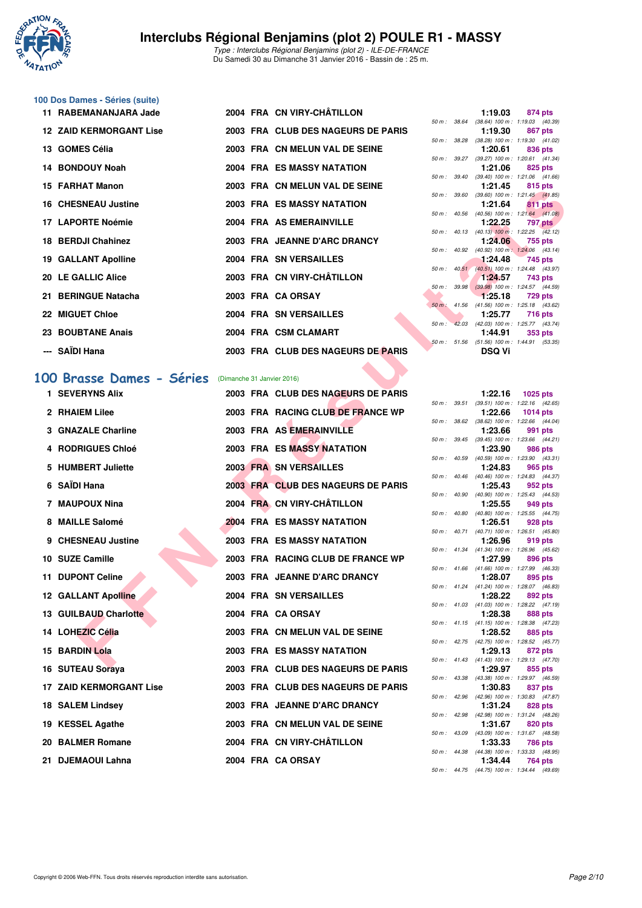### 100 Dos Dames - Séries (suite)

| Rang | Nom | Année | Nat | Club | Temps | Points | Splits |
|---|---|---|---|---|---|---|---|
| 11 | RABEMANANJARA Jade | 2004 | FRA | CN VIRY-CHÂTILLON | 1:19.03 | 874 pts | 50 m : 38.64 (38.64) 100 m : 1:19.03 (40.39) |
| 12 | ZAID KERMORGANT Lise | 2003 | FRA | CLUB DES NAGEURS DE PARIS | 1:19.30 | 867 pts | 50 m : 38.28 (38.28) 100 m : 1:19.30 (41.02) |
| 13 | GOMES Célia | 2003 | FRA | CN MELUN VAL DE SEINE | 1:20.61 | 836 pts | 50 m : 39.27 (39.27) 100 m : 1:20.61 (41.34) |
| 14 | BONDOUY Noah | 2004 | FRA | ES MASSY NATATION | 1:21.06 | 825 pts | 50 m : 39.40 (39.40) 100 m : 1:21.06 (41.66) |
| 15 | FARHAT Manon | 2003 | FRA | CN MELUN VAL DE SEINE | 1:21.45 | 815 pts | 50 m : 39.60 (39.60) 100 m : 1:21.45 (41.85) |
| 16 | CHESNEAU Justine | 2003 | FRA | ES MASSY NATATION | 1:21.64 | 811 pts | 50 m : 40.56 (40.56) 100 m : 1:21.64 (41.08) |
| 17 | LAPORTE Noémie | 2004 | FRA | AS EMERAINVILLE | 1:22.25 | 797 pts | 50 m : 40.13 (40.13) 100 m : 1:22.25 (42.12) |
| 18 | BERDJI Chahinez | 2003 | FRA | JEANNE D'ARC DRANCY | 1:24.06 | 755 pts | 50 m : 40.92 (40.92) 100 m : 1:24.06 (43.14) |
| 19 | GALLANT Apolline | 2004 | FRA | SN VERSAILLES | 1:24.48 | 745 pts | 50 m : 40.51 (40.51) 100 m : 1:24.48 (43.97) |
| 20 | LE GALLIC Alice | 2003 | FRA | CN VIRY-CHÂTILLON | 1:24.57 | 743 pts | 50 m : 39.98 (39.98) 100 m : 1:24.57 (44.59) |
| 21 | BERINGUE Natacha | 2003 | FRA | CA ORSAY | 1:25.18 | 729 pts | 50 m : 41.56 (41.56) 100 m : 1:25.18 (43.62) |
| 22 | MIGUET Chloe | 2004 | FRA | SN VERSAILLES | 1:25.77 | 716 pts | 50 m : 42.03 (42.03) 100 m : 1:25.77 (43.74) |
| 23 | BOUBTANE Anais | 2004 | FRA | CSM CLAMART | 1:44.91 | 353 pts | 50 m : 51.56 (51.56) 100 m : 1:44.91 (53.35) |
| --- | SAÏDI Hana | 2003 | FRA | CLUB DES NAGEURS DE PARIS | DSQ Vi | | |

## 100 Brasse Dames - Séries (Dimanche 31 Janvier 2016)

| Rang | Nom | Année | Nat | Club | Temps | Points | Splits |
|---|---|---|---|---|---|---|---|
| 1 | SEVERYNS Alix | 2003 | FRA | CLUB DES NAGEURS DE PARIS | 1:22.16 | 1025 pts | 50 m : 39.51 (39.51) 100 m : 1:22.16 (42.65) |
| 2 | RHAIEM Lilee | 2003 | FRA | RACING CLUB DE FRANCE WP | 1:22.66 | 1014 pts | 50 m : 38.62 (38.62) 100 m : 1:22.66 (44.04) |
| 3 | GNAZALE Charline | 2003 | FRA | AS EMERAINVILLE | 1:23.66 | 991 pts | 50 m : 39.45 (39.45) 100 m : 1:23.66 (44.21) |
| 4 | RODRIGUES Chloé | 2003 | FRA | ES MASSY NATATION | 1:23.90 | 986 pts | 50 m : 40.59 (40.59) 100 m : 1:23.90 (43.31) |
| 5 | HUMBERT Juliette | 2003 | FRA | SN VERSAILLES | 1:24.83 | 965 pts | 50 m : 40.46 (40.46) 100 m : 1:24.83 (44.37) |
| 6 | SAÏDI Hana | 2003 | FRA | CLUB DES NAGEURS DE PARIS | 1:25.43 | 952 pts | 50 m : 40.90 (40.90) 100 m : 1:25.43 (44.53) |
| 7 | MAUPOUX Nina | 2004 | FRA | CN VIRY-CHÂTILLON | 1:25.55 | 949 pts | 50 m : 40.80 (40.80) 100 m : 1:25.55 (44.75) |
| 8 | MAILLE Salomé | 2004 | FRA | ES MASSY NATATION | 1:26.51 | 928 pts | 50 m : 40.71 (40.71) 100 m : 1:26.51 (45.80) |
| 9 | CHESNEAU Justine | 2003 | FRA | ES MASSY NATATION | 1:26.96 | 919 pts | 50 m : 41.34 (41.34) 100 m : 1:26.96 (45.62) |
| 10 | SUZE Camille | 2003 | FRA | RACING CLUB DE FRANCE WP | 1:27.99 | 896 pts | 50 m : 41.66 (41.66) 100 m : 1:27.99 (46.33) |
| 11 | DUPONT Celine | 2003 | FRA | JEANNE D'ARC DRANCY | 1:28.07 | 895 pts | 50 m : 41.24 (41.24) 100 m : 1:28.07 (46.83) |
| 12 | GALLANT Apolline | 2004 | FRA | SN VERSAILLES | 1:28.22 | 892 pts | 50 m : 41.03 (41.03) 100 m : 1:28.22 (47.19) |
| 13 | GUILBAUD Charlotte | 2004 | FRA | CA ORSAY | 1:28.38 | 888 pts | 50 m : 41.15 (41.15) 100 m : 1:28.38 (47.23) |
| 14 | LOHEZIC Célia | 2003 | FRA | CN MELUN VAL DE SEINE | 1:28.52 | 885 pts | 50 m : 42.75 (42.75) 100 m : 1:28.52 (45.77) |
| 15 | BARDIN Lola | 2003 | FRA | ES MASSY NATATION | 1:29.13 | 872 pts | 50 m : 41.43 (41.43) 100 m : 1:29.13 (47.70) |
| 16 | SUTEAU Soraya | 2003 | FRA | CLUB DES NAGEURS DE PARIS | 1:29.97 | 855 pts | 50 m : 43.38 (43.38) 100 m : 1:29.97 (46.59) |
| 17 | ZAID KERMORGANT Lise | 2003 | FRA | CLUB DES NAGEURS DE PARIS | 1:30.83 | 837 pts | 50 m : 42.96 (42.96) 100 m : 1:30.83 (47.87) |
| 18 | SALEM Lindsey | 2003 | FRA | JEANNE D'ARC DRANCY | 1:31.24 | 828 pts | 50 m : 42.98 (42.98) 100 m : 1:31.24 (48.26) |
| 19 | KESSEL Agathe | 2003 | FRA | CN MELUN VAL DE SEINE | 1:31.67 | 820 pts | 50 m : 43.09 (43.09) 100 m : 1:31.67 (48.58) |
| 20 | BALMER Romane | 2004 | FRA | CN VIRY-CHÂTILLON | 1:33.33 | 786 pts | 50 m : 44.38 (44.38) 100 m : 1:33.33 (48.95) |
| 21 | DJEMAOUI Lahna | 2004 | FRA | CA ORSAY | 1:34.44 | 764 pts | 50 m : 44.75 (44.75) 100 m : 1:34.44 (49.69) |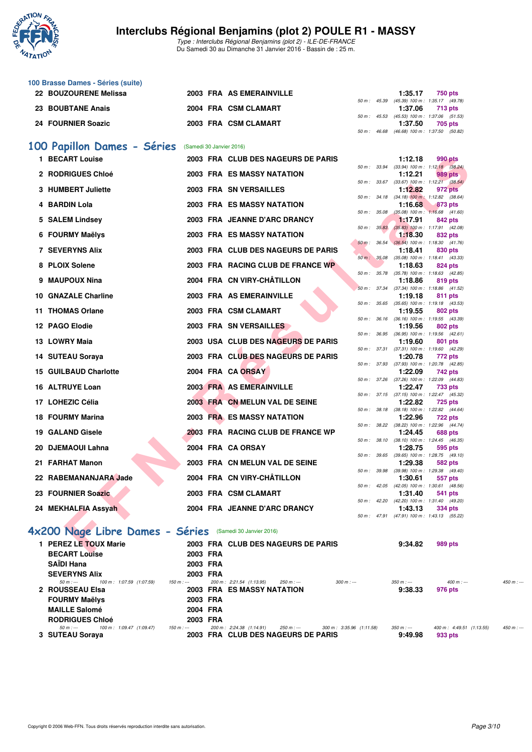# Interclubs Régional Benjamins (plot 2) POULE R1 - MASSY

*Type : Interclubs Régional Benjamins (plot 2) - ILE-DE-FRANCE*
Du Samedi 30 au Dimanche 31 Janvier 2016 - Bassin de : 25 m.

### 100 Brasse Dames - Séries (suite)

| Rang | Nom | Année | Nat. | Club | Temps | Points | Splits |
|---|---|---|---|---|---|---|---|
| 22 | BOUZOURENE Melissa | 2003 | FRA | AS EMERAINVILLE | 1:35.17 | 750 pts | 50 m : 45.39 (45.39) 100 m : 1:35.17 (49.78) |
| 23 | BOUBTANE Anais | 2004 | FRA | CSM CLAMART | 1:37.06 | 713 pts | 50 m : 45.53 (45.53) 100 m : 1:37.06 (51.53) |
| 24 | FOURNIER Soazic | 2003 | FRA | CSM CLAMART | 1:37.50 | 705 pts | 50 m : 46.68 (46.68) 100 m : 1:37.50 (50.82) |

## 100 Papillon Dames - Séries (Samedi 30 Janvier 2016)

| Rang | Nom | Année | Nat. | Club | Temps | Points | Splits |
|---|---|---|---|---|---|---|---|
| 1 | BECART Louise | 2003 | FRA | CLUB DES NAGEURS DE PARIS | 1:12.18 | 990 pts | 50 m : 33.94 (33.94) 100 m : 1:12.18 (38.24) |
| 2 | RODRIGUES Chloé | 2003 | FRA | ES MASSY NATATION | 1:12.21 | 989 pts | 50 m : 33.67 (33.67) 100 m : 1:12.21 (38.54) |
| 3 | HUMBERT Juliette | 2003 | FRA | SN VERSAILLES | 1:12.82 | 972 pts | 50 m : 34.18 (34.18) 100 m : 1:12.82 (38.64) |
| 4 | BARDIN Lola | 2003 | FRA | ES MASSY NATATION | 1:16.68 | 873 pts | 50 m : 35.08 (35.08) 100 m : 1:16.68 (41.60) |
| 5 | SALEM Lindsey | 2003 | FRA | JEANNE D'ARC DRANCY | 1:17.91 | 842 pts | 50 m : 35.83 (35.83) 100 m : 1:17.91 (42.08) |
| 6 | FOURMY Maëlys | 2003 | FRA | ES MASSY NATATION | 1:18.30 | 832 pts | 50 m : 36.54 (36.54) 100 m : 1:18.30 (41.76) |
| 7 | SEVERYNS Alix | 2003 | FRA | CLUB DES NAGEURS DE PARIS | 1:18.41 | 830 pts | 50 m : 35.08 (35.08) 100 m : 1:18.41 (43.33) |
| 8 | PLOIX Solene | 2003 | FRA | RACING CLUB DE FRANCE WP | 1:18.63 | 824 pts | 50 m : 35.78 (35.78) 100 m : 1:18.63 (42.85) |
| 9 | MAUPOUX Nina | 2004 | FRA | CN VIRY-CHÂTILLON | 1:18.86 | 819 pts | 50 m : 37.34 (37.34) 100 m : 1:18.86 (41.52) |
| 10 | GNAZALE Charline | 2003 | FRA | AS EMERAINVILLE | 1:19.18 | 811 pts | 50 m : 35.65 (35.65) 100 m : 1:19.18 (43.53) |
| 11 | THOMAS Orlane | 2003 | FRA | CSM CLAMART | 1:19.55 | 802 pts | 50 m : 36.16 (36.16) 100 m : 1:19.55 (43.39) |
| 12 | PAGO Elodie | 2003 | FRA | SN VERSAILLES | 1:19.56 | 802 pts | 50 m : 36.95 (36.95) 100 m : 1:19.56 (42.61) |
| 13 | LOWRY Maia | 2003 | USA | CLUB DES NAGEURS DE PARIS | 1:19.60 | 801 pts | 50 m : 37.31 (37.31) 100 m : 1:19.60 (42.29) |
| 14 | SUTEAU Soraya | 2003 | FRA | CLUB DES NAGEURS DE PARIS | 1:20.78 | 772 pts | 50 m : 37.93 (37.93) 100 m : 1:20.78 (42.85) |
| 15 | GUILBAUD Charlotte | 2004 | FRA | CA ORSAY | 1:22.09 | 742 pts | 50 m : 37.26 (37.26) 100 m : 1:22.09 (44.83) |
| 16 | ALTRUYE Loan | 2003 | FRA | AS EMERAINVILLE | 1:22.47 | 733 pts | 50 m : 37.15 (37.15) 100 m : 1:22.47 (45.32) |
| 17 | LOHEZIC Célia | 2003 | FRA | CN MELUN VAL DE SEINE | 1:22.82 | 725 pts | 50 m : 38.18 (38.18) 100 m : 1:22.82 (44.64) |
| 18 | FOURMY Marina | 2003 | FRA | ES MASSY NATATION | 1:22.96 | 722 pts | 50 m : 38.22 (38.22) 100 m : 1:22.96 (44.74) |
| 19 | GALAND Gisele | 2003 | FRA | RACING CLUB DE FRANCE WP | 1:24.45 | 688 pts | 50 m : 38.10 (38.10) 100 m : 1:24.45 (46.35) |
| 20 | DJEMAOUI Lahna | 2004 | FRA | CA ORSAY | 1:28.75 | 595 pts | 50 m : 39.65 (39.65) 100 m : 1:28.75 (49.10) |
| 21 | FARHAT Manon | 2003 | FRA | CN MELUN VAL DE SEINE | 1:29.38 | 582 pts | 50 m : 39.98 (39.98) 100 m : 1:29.38 (49.40) |
| 22 | RABEMANANJARA Jade | 2004 | FRA | CN VIRY-CHÂTILLON | 1:30.61 | 557 pts | 50 m : 42.05 (42.05) 100 m : 1:30.61 (48.56) |
| 23 | FOURNIER Soazic | 2003 | FRA | CSM CLAMART | 1:31.40 | 541 pts | 50 m : 42.20 (42.20) 100 m : 1:31.40 (49.20) |
| 24 | MEKHALFIA Assyah | 2004 | FRA | JEANNE D'ARC DRANCY | 1:43.13 | 334 pts | 50 m : 47.91 (47.91) 100 m : 1:43.13 (55.22) |

## 4x200 Nage Libre Dames - Séries (Samedi 30 Janvier 2016)

| Rang | Nom | Année | Nat. | Club | Temps | Points |
|---|---|---|---|---|---|---|
| 1 | PEREZ LE TOUX Marie | 2003 | FRA | CLUB DES NAGEURS DE PARIS | 9:34.82 | 989 pts |
| | BECART Louise | 2003 | FRA | | | |
| | SAÏDI Hana | 2003 | FRA | | | |
| | SEVERYNS Alix | 2003 | FRA | | | |
| | 50 m : --- 100 m : 1:07.59 (1:07.59) 150 m : --- 200 m : 2:21.54 (1:13.95) 250 m : --- 300 m : --- 350 m : --- 400 m : --- 450 m : --- | | | | | |
| 2 | ROUSSEAU Elsa | 2003 | FRA | ES MASSY NATATION | 9:38.33 | 976 pts |
| | FOURMY Maëlys | 2003 | FRA | | | |
| | MAILLE Salomé | 2004 | FRA | | | |
| | RODRIGUES Chloé | 2003 | FRA | | | |
| | 50 m : --- 100 m : 1:09.47 (1:09.47) 150 m : --- 200 m : 2:24.38 (1:14.91) 250 m : --- 300 m : 3:35.96 (1:11.58) 350 m : --- 400 m : 4:49.51 (1:13.55) 450 m : --- | | | | | |
| 3 | SUTEAU Soraya | 2003 | FRA | CLUB DES NAGEURS DE PARIS | 9:49.98 | 933 pts |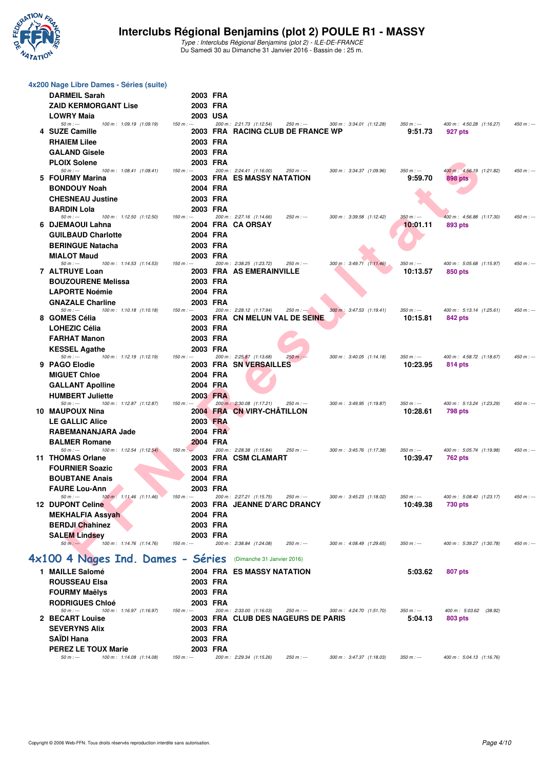# Interclubs Régional Benjamins (plot 2) POULE R1 - MASSY

*Type : Interclubs Régional Benjamins (plot 2) - ILE-DE-FRANCE*
Du Samedi 30 au Dimanche 31 Janvier 2016 - Bassin de : 25 m.

## 4x200 Nage Libre Dames - Séries (suite)

| Place | Nom | Année | Nat. | Club | Temps | Points |
|---|---|---|---|---|---|---|
| | DARMEIL Sarah | 2003 | FRA | | | |
| | ZAID KERMORGANT Lise | 2003 | FRA | | | |
| | LOWRY Maia | 2003 | USA | | | |

50 m : --- 100 m : 1:09.19 (1:09.19) 150 m : --- 200 m : 2:21.73 (1:12.54) 250 m : --- 300 m : 3:34.01 (1:12.28) 350 m : --- 400 m : 4:50.28 (1:16.27) 450 m : ---

| Place | Nom | Année | Nat. | Club | Temps | Points |
|---|---|---|---|---|---|---|
| 4 | SUZE Camille | 2003 | FRA | RACING CLUB DE FRANCE WP | 9:51.73 | 927 pts |
| | RHAIEM Lilee | 2003 | FRA | | | |
| | GALAND Gisele | 2003 | FRA | | | |
| | PLOIX Solene | 2003 | FRA | | | |

50 m : --- 100 m : 1:08.41 (1:08.41) 150 m : --- 200 m : 2:24.41 (1:16.00) 250 m : --- 300 m : 3:34.37 (1:09.96) 350 m : --- 400 m : 4:56.19 (1:21.82) 450 m : ---

| Place | Nom | Année | Nat. | Club | Temps | Points |
|---|---|---|---|---|---|---|
| 5 | FOURMY Marina | 2003 | FRA | ES MASSY NATATION | 9:59.70 | 898 pts |
| | BONDOUY Noah | 2004 | FRA | | | |
| | CHESNEAU Justine | 2003 | FRA | | | |
| | BARDIN Lola | 2003 | FRA | | | |

50 m : --- 100 m : 1:12.50 (1:12.50) 150 m : --- 200 m : 2:27.16 (1:14.66) 250 m : --- 300 m : 3:39.58 (1:12.42) 350 m : --- 400 m : 4:56.88 (1:17.30) 450 m : ---

| Place | Nom | Année | Nat. | Club | Temps | Points |
|---|---|---|---|---|---|---|
| 6 | DJEMAOUI Lahna | 2004 | FRA | CA ORSAY | 10:01.11 | 893 pts |
| | GUILBAUD Charlotte | 2004 | FRA | | | |
| | BERINGUE Natacha | 2003 | FRA | | | |
| | MIALOT Maud | 2003 | FRA | | | |

50 m : --- 100 m : 1:14.53 (1:14.53) 150 m : --- 200 m : 2:38.25 (1:23.72) 250 m : --- 300 m : 3:49.71 (1:11.46) 350 m : --- 400 m : 5:05.68 (1:15.97) 450 m : ---

| Place | Nom | Année | Nat. | Club | Temps | Points |
|---|---|---|---|---|---|---|
| 7 | ALTRUYE Loan | 2003 | FRA | AS EMERAINVILLE | 10:13.57 | 850 pts |
| | BOUZOURENE Melissa | 2003 | FRA | | | |
| | LAPORTE Noémie | 2004 | FRA | | | |
| | GNAZALE Charline | 2003 | FRA | | | |

50 m : --- 100 m : 1:10.18 (1:10.18) 150 m : --- 200 m : 2:28.12 (1:17.94) 250 m : --- 300 m : 3:47.53 (1:19.41) 350 m : --- 400 m : 5:13.14 (1:25.61) 450 m : ---

| Place | Nom | Année | Nat. | Club | Temps | Points |
|---|---|---|---|---|---|---|
| 8 | GOMES Célia | 2003 | FRA | CN MELUN VAL DE SEINE | 10:15.81 | 842 pts |
| | LOHEZIC Célia | 2003 | FRA | | | |
| | FARHAT Manon | 2003 | FRA | | | |
| | KESSEL Agathe | 2003 | FRA | | | |

50 m : --- 100 m : 1:12.19 (1:12.19) 150 m : --- 200 m : 2:25.87 (1:13.68) 250 m : --- 300 m : 3:40.05 (1:14.18) 350 m : --- 400 m : 4:58.72 (1:18.67) 450 m : ---

| Place | Nom | Année | Nat. | Club | Temps | Points |
|---|---|---|---|---|---|---|
| 9 | PAGO Elodie | 2003 | FRA | SN VERSAILLES | 10:23.95 | 814 pts |
| | MIGUET Chloe | 2004 | FRA | | | |
| | GALLANT Apolline | 2004 | FRA | | | |
| | HUMBERT Juliette | 2003 | FRA | | | |

50 m : --- 100 m : 1:12.87 (1:12.87) 150 m : --- 200 m : 2:30.08 (1:17.21) 250 m : --- 300 m : 3:49.95 (1:19.87) 350 m : --- 400 m : 5:13.24 (1:23.29) 450 m : ---

| Place | Nom | Année | Nat. | Club | Temps | Points |
|---|---|---|---|---|---|---|
| 10 | MAUPOUX Nina | 2004 | FRA | CN VIRY-CHÂTILLON | 10:28.61 | 798 pts |
| | LE GALLIC Alice | 2003 | FRA | | | |
| | RABEMANANJARA Jade | 2004 | FRA | | | |
| | BALMER Romane | 2004 | FRA | | | |

50 m : --- 100 m : 1:12.54 (1:12.54) 150 m : --- 200 m : 2:28.38 (1:15.84) 250 m : --- 300 m : 3:45.76 (1:17.38) 350 m : --- 400 m : 5:05.74 (1:19.98) 450 m : ---

| Place | Nom | Année | Nat. | Club | Temps | Points |
|---|---|---|---|---|---|---|
| 11 | THOMAS Orlane | 2003 | FRA | CSM CLAMART | 10:39.47 | 762 pts |
| | FOURNIER Soazic | 2003 | FRA | | | |
| | BOUBTANE Anais | 2004 | FRA | | | |
| | FAURE Lou-Ann | 2003 | FRA | | | |

50 m : --- 100 m : 1:11.46 (1:11.46) 150 m : --- 200 m : 2:27.21 (1:15.75) 250 m : --- 300 m : 3:45.23 (1:18.02) 350 m : --- 400 m : 5:08.40 (1:23.17) 450 m : ---

| Place | Nom | Année | Nat. | Club | Temps | Points |
|---|---|---|---|---|---|---|
| 12 | DUPONT Celine | 2003 | FRA | JEANNE D'ARC DRANCY | 10:49.38 | 730 pts |
| | MEKHALFIA Assyah | 2004 | FRA | | | |
| | BERDJI Chahinez | 2003 | FRA | | | |
| | SALEM Lindsey | 2003 | FRA | | | |

50 m : --- 100 m : 1:14.76 (1:14.76) 150 m : --- 200 m : 2:38.84 (1:24.08) 250 m : --- 300 m : 4:08.49 (1:29.65) 350 m : --- 400 m : 5:39.27 (1:30.78) 450 m : ---

## 4x100 4 Nages Ind. Dames - Séries (Dimanche 31 Janvier 2016)

| Place | Nom | Année | Nat. | Club | Temps | Points |
|---|---|---|---|---|---|---|
| 1 | MAILLE Salomé | 2004 | FRA | ES MASSY NATATION | 5:03.62 | 807 pts |
| | ROUSSEAU Elsa | 2003 | FRA | | | |
| | FOURMY Maëlys | 2003 | FRA | | | |
| | RODRIGUES Chloé | 2003 | FRA | | | |

50 m : --- 100 m : 1:16.97 (1:16.97) 150 m : --- 200 m : 2:33.00 (1:16.03) 250 m : --- 300 m : 4:24.70 (1:51.70) 350 m : --- 400 m : 5:03.62 (38.92)

| Place | Nom | Année | Nat. | Club | Temps | Points |
|---|---|---|---|---|---|---|
| 2 | BECART Louise | 2003 | FRA | CLUB DES NAGEURS DE PARIS | 5:04.13 | 803 pts |
| | SEVERYNS Alix | 2003 | FRA | | | |
| | SAÏDI Hana | 2003 | FRA | | | |
| | PEREZ LE TOUX Marie | 2003 | FRA | | | |

50 m : --- 100 m : 1:14.08 (1:14.08) 150 m : --- 200 m : 2:29.34 (1:15.26) 250 m : --- 300 m : 3:47.37 (1:18.03) 350 m : --- 400 m : 5:04.13 (1:16.76)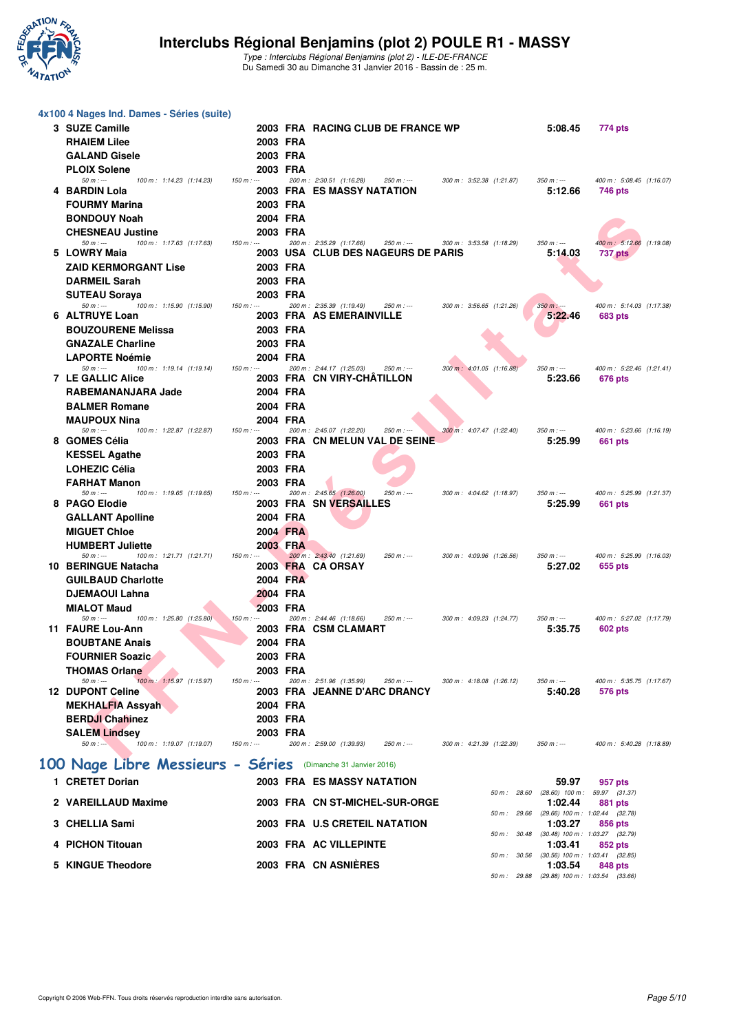# Interclubs Régional Benjamins (plot 2) POULE R1 - MASSY

*Type : Interclubs Régional Benjamins (plot 2) - ILE-DE-FRANCE*
Du Samedi 30 au Dimanche 31 Janvier 2016 - Bassin de : 25 m.

### 4x100 4 Nages Ind. Dames - Séries (suite)

| Rang | Nom | Année | Nat. | Club | Temps | Points |
|---|---|---|---|---|---|---|
| 3 | SUZE Camille | 2003 | FRA | RACING CLUB DE FRANCE WP | 5:08.45 | 774 pts |
| | RHAIEM Lilee | 2003 | FRA | | | |
| | GALAND Gisele | 2003 | FRA | | | |
| | PLOIX Solene | 2003 | FRA | | | |
| | 50 m : --- 100 m : 1:14.23 (1:14.23) 150 m : --- 200 m : 2:30.51 (1:16.28) 250 m : --- 300 m : 3:52.38 (1:21.87) 350 m : --- 400 m : 5:08.45 (1:16.07) | | | | | |
| 4 | BARDIN Lola | 2003 | FRA | ES MASSY NATATION | 5:12.66 | 746 pts |
| | FOURMY Marina | 2003 | FRA | | | |
| | BONDOUY Noah | 2004 | FRA | | | |
| | CHESNEAU Justine | 2003 | FRA | | | |
| | 50 m : --- 100 m : 1:17.63 (1:17.63) 150 m : --- 200 m : 2:35.29 (1:17.66) 250 m : --- 300 m : 3:53.58 (1:18.29) 350 m : --- 400 m : 5:12.66 (1:19.08) | | | | | |
| 5 | LOWRY Maia | 2003 | USA | CLUB DES NAGEURS DE PARIS | 5:14.03 | 737 pts |
| | ZAID KERMORGANT Lise | 2003 | FRA | | | |
| | DARMEIL Sarah | 2003 | FRA | | | |
| | SUTEAU Soraya | 2003 | FRA | | | |
| | 50 m : --- 100 m : 1:15.90 (1:15.90) 150 m : --- 200 m : 2:35.39 (1:19.49) 250 m : --- 300 m : 3:56.65 (1:21.26) 350 m : --- 400 m : 5:14.03 (1:17.38) | | | | | |
| 6 | ALTRUYE Loan | 2003 | FRA | AS EMERAINVILLE | 5:22.46 | 683 pts |
| | BOUZOURENE Melissa | 2003 | FRA | | | |
| | GNAZALE Charline | 2003 | FRA | | | |
| | LAPORTE Noémie | 2004 | FRA | | | |
| | 50 m : --- 100 m : 1:19.14 (1:19.14) 150 m : --- 200 m : 2:44.17 (1:25.03) 250 m : --- 300 m : 4:01.05 (1:16.88) 350 m : --- 400 m : 5:22.46 (1:21.41) | | | | | |
| 7 | LE GALLIC Alice | 2003 | FRA | CN VIRY-CHÂTILLON | 5:23.66 | 676 pts |
| | RABEMANANJARA Jade | 2004 | FRA | | | |
| | BALMER Romane | 2004 | FRA | | | |
| | MAUPOUX Nina | 2004 | FRA | | | |
| | 50 m : --- 100 m : 1:22.87 (1:22.87) 150 m : --- 200 m : 2:45.07 (1:22.20) 250 m : --- 300 m : 4:07.47 (1:22.40) 350 m : --- 400 m : 5:23.66 (1:16.19) | | | | | |
| 8 | GOMES Célia | 2003 | FRA | CN MELUN VAL DE SEINE | 5:25.99 | 661 pts |
| | KESSEL Agathe | 2003 | FRA | | | |
| | LOHEZIC Célia | 2003 | FRA | | | |
| | FARHAT Manon | 2003 | FRA | | | |
| | 50 m : --- 100 m : 1:19.65 (1:19.65) 150 m : --- 200 m : 2:45.65 (1:26.00) 250 m : --- 300 m : 4:04.62 (1:18.97) 350 m : --- 400 m : 5:25.99 (1:21.37) | | | | | |
| 8 | PAGO Elodie | 2003 | FRA | SN VERSAILLES | 5:25.99 | 661 pts |
| | GALLANT Apolline | 2004 | FRA | | | |
| | MIGUET Chloe | 2004 | FRA | | | |
| | HUMBERT Juliette | 2003 | FRA | | | |
| | 50 m : --- 100 m : 1:21.71 (1:21.71) 150 m : --- 200 m : 2:43.40 (1:21.69) 250 m : --- 300 m : 4:09.96 (1:26.56) 350 m : --- 400 m : 5:25.99 (1:16.03) | | | | | |
| 10 | BERINGUE Natacha | 2003 | FRA | CA ORSAY | 5:27.02 | 655 pts |
| | GUILBAUD Charlotte | 2004 | FRA | | | |
| | DJEMAOUI Lahna | 2004 | FRA | | | |
| | MIALOT Maud | 2003 | FRA | | | |
| | 50 m : --- 100 m : 1:25.80 (1:25.80) 150 m : --- 200 m : 2:44.46 (1:18.66) 250 m : --- 300 m : 4:09.23 (1:24.77) 350 m : --- 400 m : 5:27.02 (1:17.79) | | | | | |
| 11 | FAURE Lou-Ann | 2003 | FRA | CSM CLAMART | 5:35.75 | 602 pts |
| | BOUBTANE Anais | 2004 | FRA | | | |
| | FOURNIER Soazic | 2003 | FRA | | | |
| | THOMAS Orlane | 2003 | FRA | | | |
| | 50 m : --- 100 m : 1:15.97 (1:15.97) 150 m : --- 200 m : 2:51.96 (1:35.99) 250 m : --- 300 m : 4:18.08 (1:26.12) 350 m : --- 400 m : 5:35.75 (1:17.67) | | | | | |
| 12 | DUPONT Celine | 2003 | FRA | JEANNE D'ARC DRANCY | 5:40.28 | 576 pts |
| | MEKHALFIA Assyah | 2004 | FRA | | | |
| | BERDJI Chahinez | 2003 | FRA | | | |
| | SALEM Lindsey | 2003 | FRA | | | |
| | 50 m : --- 100 m : 1:19.07 (1:19.07) 150 m : --- 200 m : 2:59.00 (1:39.93) 250 m : --- 300 m : 4:21.39 (1:22.39) 350 m : --- 400 m : 5:40.28 (1:18.89) | | | | | |

## 100 Nage Libre Messieurs - Séries (Dimanche 31 Janvier 2016)

| Rang | Nom | Année | Nat. | Club | Temps | Points |
|---|---|---|---|---|---|---|
| 1 | CRETET Dorian | 2003 | FRA | ES MASSY NATATION | 59.97 | 957 pts |
| | | | | 50 m : 28.60 (28.60) 100 m : 59.97 (31.37) | | |
| 2 | VAREILLAUD Maxime | 2003 | FRA | CN ST-MICHEL-SUR-ORGE | 1:02.44 | 881 pts |
| | | | | 50 m : 29.66 (29.66) 100 m : 1:02.44 (32.78) | | |
| 3 | CHELLIA Sami | 2003 | FRA | U.S CRETEIL NATATION | 1:03.27 | 856 pts |
| | | | | 50 m : 30.48 (30.48) 100 m : 1:03.27 (32.79) | | |
| 4 | PICHON Titouan | 2003 | FRA | AC VILLEPINTE | 1:03.41 | 852 pts |
| | | | | 50 m : 30.56 (30.56) 100 m : 1:03.41 (32.85) | | |
| 5 | KINGUE Theodore | 2003 | FRA | CN ASNIÈRES | 1:03.54 | 848 pts |
| | | | | 50 m : 29.88 (29.88) 100 m : 1:03.54 (33.66) | | |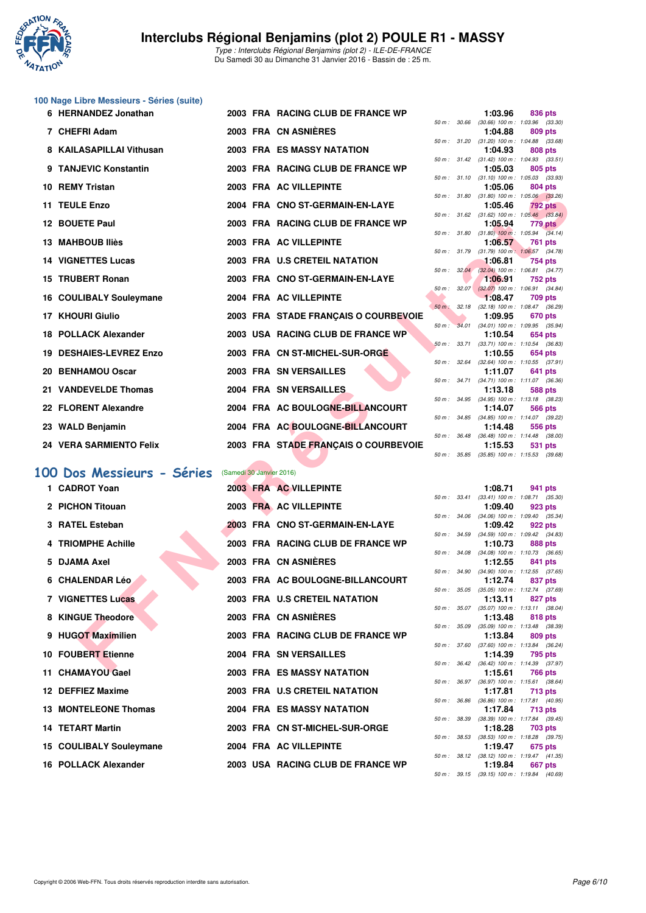# Interclubs Régional Benjamins (plot 2) POULE R1 - MASSY

*Type : Interclubs Régional Benjamins (plot 2) - ILE-DE-FRANCE*
Du Samedi 30 au Dimanche 31 Janvier 2016 - Bassin de : 25 m.

### 100 Nage Libre Messieurs - Séries (suite)

| Rang | Nom | Année | Nat. | Club | Temps | Points | Splits |
|---|---|---|---|---|---|---|---|
| 6 | HERNANDEZ Jonathan | 2003 | FRA | RACING CLUB DE FRANCE WP | 1:03.96 | 836 pts | 50 m : 30.66 (30.66) 100 m : 1:03.96 (33.30) |
| 7 | CHEFRI Adam | 2003 | FRA | CN ASNIÈRES | 1:04.88 | 809 pts | 50 m : 31.20 (31.20) 100 m : 1:04.88 (33.68) |
| 8 | KAILASAPILLAI Vithusan | 2003 | FRA | ES MASSY NATATION | 1:04.93 | 808 pts | 50 m : 31.42 (31.42) 100 m : 1:04.93 (33.51) |
| 9 | TANJEVIC Konstantin | 2003 | FRA | RACING CLUB DE FRANCE WP | 1:05.03 | 805 pts | 50 m : 31.10 (31.10) 100 m : 1:05.03 (33.93) |
| 10 | REMY Tristan | 2003 | FRA | AC VILLEPINTE | 1:05.06 | 804 pts | 50 m : 31.80 (31.80) 100 m : 1:05.06 (33.26) |
| 11 | TEULE Enzo | 2004 | FRA | CNO ST-GERMAIN-EN-LAYE | 1:05.46 | 792 pts | 50 m : 31.62 (31.62) 100 m : 1:05.46 (33.84) |
| 12 | BOUETE Paul | 2003 | FRA | RACING CLUB DE FRANCE WP | 1:05.94 | 779 pts | 50 m : 31.80 (31.80) 100 m : 1:05.94 (34.14) |
| 13 | MAHBOUB Iliès | 2003 | FRA | AC VILLEPINTE | 1:06.57 | 761 pts | 50 m : 31.79 (31.79) 100 m : 1:06.57 (34.78) |
| 14 | VIGNETTES Lucas | 2003 | FRA | U.S CRETEIL NATATION | 1:06.81 | 754 pts | 50 m : 32.04 (32.04) 100 m : 1:06.81 (34.77) |
| 15 | TRUBERT Ronan | 2003 | FRA | CNO ST-GERMAIN-EN-LAYE | 1:06.91 | 752 pts | 50 m : 32.07 (32.07) 100 m : 1:06.91 (34.84) |
| 16 | COULIBALY Souleymane | 2004 | FRA | AC VILLEPINTE | 1:08.47 | 709 pts | 50 m : 32.18 (32.18) 100 m : 1:08.47 (36.29) |
| 17 | KHOURI Giulio | 2003 | FRA | STADE FRANÇAIS O COURBEVOIE | 1:09.95 | 670 pts | 50 m : 34.01 (34.01) 100 m : 1:09.95 (35.94) |
| 18 | POLLACK Alexander | 2003 | USA | RACING CLUB DE FRANCE WP | 1:10.54 | 654 pts | 50 m : 33.71 (33.71) 100 m : 1:10.54 (36.83) |
| 19 | DESHAIES-LEVREZ Enzo | 2003 | FRA | CN ST-MICHEL-SUR-ORGE | 1:10.55 | 654 pts | 50 m : 32.64 (32.64) 100 m : 1:10.55 (37.91) |
| 20 | BENHAMOU Oscar | 2003 | FRA | SN VERSAILLES | 1:11.07 | 641 pts | 50 m : 34.71 (34.71) 100 m : 1:11.07 (36.36) |
| 21 | VANDEVELDE Thomas | 2004 | FRA | SN VERSAILLES | 1:13.18 | 588 pts | 50 m : 34.95 (34.95) 100 m : 1:13.18 (38.23) |
| 22 | FLORENT Alexandre | 2004 | FRA | AC BOULOGNE-BILLANCOURT | 1:14.07 | 566 pts | 50 m : 34.85 (34.85) 100 m : 1:14.07 (39.22) |
| 23 | WALD Benjamin | 2004 | FRA | AC BOULOGNE-BILLANCOURT | 1:14.48 | 556 pts | 50 m : 36.48 (36.48) 100 m : 1:14.48 (38.00) |
| 24 | VERA SARMIENTO Felix | 2003 | FRA | STADE FRANÇAIS O COURBEVOIE | 1:15.53 | 531 pts | 50 m : 35.85 (35.85) 100 m : 1:15.53 (39.68) |

## 100 Dos Messieurs - Séries (Samedi 30 Janvier 2016)

| Rang | Nom | Année | Nat. | Club | Temps | Points | Splits |
|---|---|---|---|---|---|---|---|
| 1 | CADROT Yoan | 2003 | FRA | AC VILLEPINTE | 1:08.71 | 941 pts | 50 m : 33.41 (33.41) 100 m : 1:08.71 (35.30) |
| 2 | PICHON Titouan | 2003 | FRA | AC VILLEPINTE | 1:09.40 | 923 pts | 50 m : 34.06 (34.06) 100 m : 1:09.40 (35.34) |
| 3 | RATEL Esteban | 2003 | FRA | CNO ST-GERMAIN-EN-LAYE | 1:09.42 | 922 pts | 50 m : 34.59 (34.59) 100 m : 1:09.42 (34.83) |
| 4 | TRIOMPHE Achille | 2003 | FRA | RACING CLUB DE FRANCE WP | 1:10.73 | 888 pts | 50 m : 34.08 (34.08) 100 m : 1:10.73 (36.65) |
| 5 | DJAMA Axel | 2003 | FRA | CN ASNIÈRES | 1:12.55 | 841 pts | 50 m : 34.90 (34.90) 100 m : 1:12.55 (37.65) |
| 6 | CHALENDAR Léo | 2003 | FRA | AC BOULOGNE-BILLANCOURT | 1:12.74 | 837 pts | 50 m : 35.05 (35.05) 100 m : 1:12.74 (37.69) |
| 7 | VIGNETTES Lucas | 2003 | FRA | U.S CRETEIL NATATION | 1:13.11 | 827 pts | 50 m : 35.07 (35.07) 100 m : 1:13.11 (38.04) |
| 8 | KINGUE Theodore | 2003 | FRA | CN ASNIÈRES | 1:13.48 | 818 pts | 50 m : 35.09 (35.09) 100 m : 1:13.48 (38.39) |
| 9 | HUGOT Maximilien | 2003 | FRA | RACING CLUB DE FRANCE WP | 1:13.84 | 809 pts | 50 m : 37.60 (37.60) 100 m : 1:13.84 (36.24) |
| 10 | FOUBERT Etienne | 2004 | FRA | SN VERSAILLES | 1:14.39 | 795 pts | 50 m : 36.42 (36.42) 100 m : 1:14.39 (37.97) |
| 11 | CHAMAYOU Gael | 2003 | FRA | ES MASSY NATATION | 1:15.61 | 766 pts | 50 m : 36.97 (36.97) 100 m : 1:15.61 (38.64) |
| 12 | DEFFIEZ Maxime | 2003 | FRA | U.S CRETEIL NATATION | 1:17.81 | 713 pts | 50 m : 36.86 (36.86) 100 m : 1:17.81 (40.95) |
| 13 | MONTELEONE Thomas | 2004 | FRA | ES MASSY NATATION | 1:17.84 | 713 pts | 50 m : 38.39 (38.39) 100 m : 1:17.84 (39.45) |
| 14 | TETART Martin | 2003 | FRA | CN ST-MICHEL-SUR-ORGE | 1:18.28 | 703 pts | 50 m : 38.53 (38.53) 100 m : 1:18.28 (39.75) |
| 15 | COULIBALY Souleymane | 2004 | FRA | AC VILLEPINTE | 1:19.47 | 675 pts | 50 m : 38.12 (38.12) 100 m : 1:19.47 (41.35) |
| 16 | POLLACK Alexander | 2003 | USA | RACING CLUB DE FRANCE WP | 1:19.84 | 667 pts | 50 m : 39.15 (39.15) 100 m : 1:19.84 (40.69) |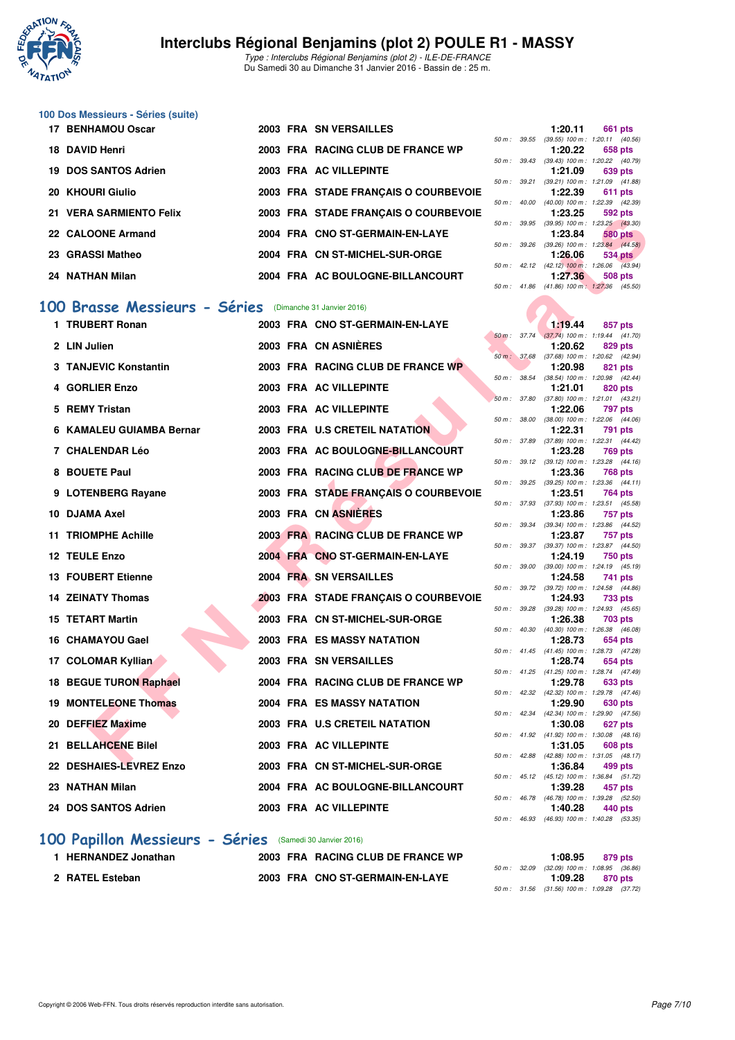# Interclubs Régional Benjamins (plot 2) POULE R1 - MASSY

*Type : Interclubs Régional Benjamins (plot 2) - ILE-DE-FRANCE*
Du Samedi 30 au Dimanche 31 Janvier 2016 - Bassin de : 25 m.

## 100 Dos Messieurs - Séries (suite)

| | Nom | Année | Nat | Club | Temps | Points | Splits |
|---|---|---|---|---|---|---|---|
| 17 | BENHAMOU Oscar | 2003 | FRA | SN VERSAILLES | 1:20.11 | 661 pts | 50 m : 39.55 (39.55) 100 m : 1:20.11 (40.56) |
| 18 | DAVID Henri | 2003 | FRA | RACING CLUB DE FRANCE WP | 1:20.22 | 658 pts | 50 m : 39.43 (39.43) 100 m : 1:20.22 (40.79) |
| 19 | DOS SANTOS Adrien | 2003 | FRA | AC VILLEPINTE | 1:21.09 | 639 pts | 50 m : 39.21 (39.21) 100 m : 1:21.09 (41.88) |
| 20 | KHOURI Giulio | 2003 | FRA | STADE FRANÇAIS O COURBEVOIE | 1:22.39 | 611 pts | 50 m : 40.00 (40.00) 100 m : 1:22.39 (42.39) |
| 21 | VERA SARMIENTO Felix | 2003 | FRA | STADE FRANÇAIS O COURBEVOIE | 1:23.25 | 592 pts | 50 m : 39.95 (39.95) 100 m : 1:23.25 (43.30) |
| 22 | CALOONE Armand | 2004 | FRA | CNO ST-GERMAIN-EN-LAYE | 1:23.84 | 580 pts | 50 m : 39.26 (39.26) 100 m : 1:23.84 (44.58) |
| 23 | GRASSI Matheo | 2004 | FRA | CN ST-MICHEL-SUR-ORGE | 1:26.06 | 534 pts | 50 m : 42.12 (42.12) 100 m : 1:26.06 (43.94) |
| 24 | NATHAN Milan | 2004 | FRA | AC BOULOGNE-BILLANCOURT | 1:27.36 | 508 pts | 50 m : 41.86 (41.86) 100 m : 1:27.36 (45.50) |

## 100 Brasse Messieurs - Séries (Dimanche 31 Janvier 2016)

| | Nom | Année | Nat | Club | Temps | Points | Splits |
|---|---|---|---|---|---|---|---|
| 1 | TRUBERT Ronan | 2003 | FRA | CNO ST-GERMAIN-EN-LAYE | 1:19.44 | 857 pts | 50 m : 37.74 (37.74) 100 m : 1:19.44 (41.70) |
| 2 | LIN Julien | 2003 | FRA | CN ASNIÈRES | 1:20.62 | 829 pts | 50 m : 37.68 (37.68) 100 m : 1:20.62 (42.94) |
| 3 | TANJEVIC Konstantin | 2003 | FRA | RACING CLUB DE FRANCE WP | 1:20.98 | 821 pts | 50 m : 38.54 (38.54) 100 m : 1:20.98 (42.44) |
| 4 | GORLIER Enzo | 2003 | FRA | AC VILLEPINTE | 1:21.01 | 820 pts | 50 m : 37.80 (37.80) 100 m : 1:21.01 (43.21) |
| 5 | REMY Tristan | 2003 | FRA | AC VILLEPINTE | 1:22.06 | 797 pts | 50 m : 38.00 (38.00) 100 m : 1:22.06 (44.06) |
| 6 | KAMALEU GUIAMBA Bernar | 2003 | FRA | U.S CRETEIL NATATION | 1:22.31 | 791 pts | 50 m : 37.89 (37.89) 100 m : 1:22.31 (44.42) |
| 7 | CHALENDAR Léo | 2003 | FRA | AC BOULOGNE-BILLANCOURT | 1:23.28 | 769 pts | 50 m : 39.12 (39.12) 100 m : 1:23.28 (44.16) |
| 8 | BOUETE Paul | 2003 | FRA | RACING CLUB DE FRANCE WP | 1:23.36 | 768 pts | 50 m : 39.25 (39.25) 100 m : 1:23.36 (44.11) |
| 9 | LOTENBERG Rayane | 2003 | FRA | STADE FRANÇAIS O COURBEVOIE | 1:23.51 | 764 pts | 50 m : 37.93 (37.93) 100 m : 1:23.51 (45.58) |
| 10 | DJAMA Axel | 2003 | FRA | CN ASNIÈRES | 1:23.86 | 757 pts | 50 m : 39.34 (39.34) 100 m : 1:23.86 (44.52) |
| 11 | TRIOMPHE Achille | 2003 | FRA | RACING CLUB DE FRANCE WP | 1:23.87 | 757 pts | 50 m : 39.37 (39.37) 100 m : 1:23.87 (44.50) |
| 12 | TEULE Enzo | 2004 | FRA | CNO ST-GERMAIN-EN-LAYE | 1:24.19 | 750 pts | 50 m : 39.00 (39.00) 100 m : 1:24.19 (45.19) |
| 13 | FOUBERT Etienne | 2004 | FRA | SN VERSAILLES | 1:24.58 | 741 pts | 50 m : 39.72 (39.72) 100 m : 1:24.58 (44.86) |
| 14 | ZEINATY Thomas | 2003 | FRA | STADE FRANÇAIS O COURBEVOIE | 1:24.93 | 733 pts | 50 m : 39.28 (39.28) 100 m : 1:24.93 (45.65) |
| 15 | TETART Martin | 2003 | FRA | CN ST-MICHEL-SUR-ORGE | 1:26.38 | 703 pts | 50 m : 40.30 (40.30) 100 m : 1:26.38 (46.08) |
| 16 | CHAMAYOU Gael | 2003 | FRA | ES MASSY NATATION | 1:28.73 | 654 pts | 50 m : 41.45 (41.45) 100 m : 1:28.73 (47.28) |
| 17 | COLOMAR Kyllian | 2003 | FRA | SN VERSAILLES | 1:28.74 | 654 pts | 50 m : 41.25 (41.25) 100 m : 1:28.74 (47.49) |
| 18 | BEGUE TURON Raphael | 2004 | FRA | RACING CLUB DE FRANCE WP | 1:29.78 | 633 pts | 50 m : 42.32 (42.32) 100 m : 1:29.78 (47.46) |
| 19 | MONTELEONE Thomas | 2004 | FRA | ES MASSY NATATION | 1:29.90 | 630 pts | 50 m : 42.34 (42.34) 100 m : 1:29.90 (47.56) |
| 20 | DEFFIEZ Maxime | 2003 | FRA | U.S CRETEIL NATATION | 1:30.08 | 627 pts | 50 m : 41.92 (41.92) 100 m : 1:30.08 (48.16) |
| 21 | BELLAHCENE Bilel | 2003 | FRA | AC VILLEPINTE | 1:31.05 | 608 pts | 50 m : 42.88 (42.88) 100 m : 1:31.05 (48.17) |
| 22 | DESHAIES-LEVREZ Enzo | 2003 | FRA | CN ST-MICHEL-SUR-ORGE | 1:36.84 | 499 pts | 50 m : 45.12 (45.12) 100 m : 1:36.84 (51.72) |
| 23 | NATHAN Milan | 2004 | FRA | AC BOULOGNE-BILLANCOURT | 1:39.28 | 457 pts | 50 m : 46.78 (46.78) 100 m : 1:39.28 (52.50) |
| 24 | DOS SANTOS Adrien | 2003 | FRA | AC VILLEPINTE | 1:40.28 | 440 pts | 50 m : 46.93 (46.93) 100 m : 1:40.28 (53.35) |

## 100 Papillon Messieurs - Séries (Samedi 30 Janvier 2016)

| | Nom | Année | Nat | Club | Temps | Points | Splits |
|---|---|---|---|---|---|---|---|
| 1 | HERNANDEZ Jonathan | 2003 | FRA | RACING CLUB DE FRANCE WP | 1:08.95 | 879 pts | 50 m : 32.09 (32.09) 100 m : 1:08.95 (36.86) |
| 2 | RATEL Esteban | 2003 | FRA | CNO ST-GERMAIN-EN-LAYE | 1:09.28 | 870 pts | 50 m : 31.56 (31.56) 100 m : 1:09.28 (37.72) |

Copyright © 2006 Web-FFN. Tous droits réservés reproduction interdite sans autorisation.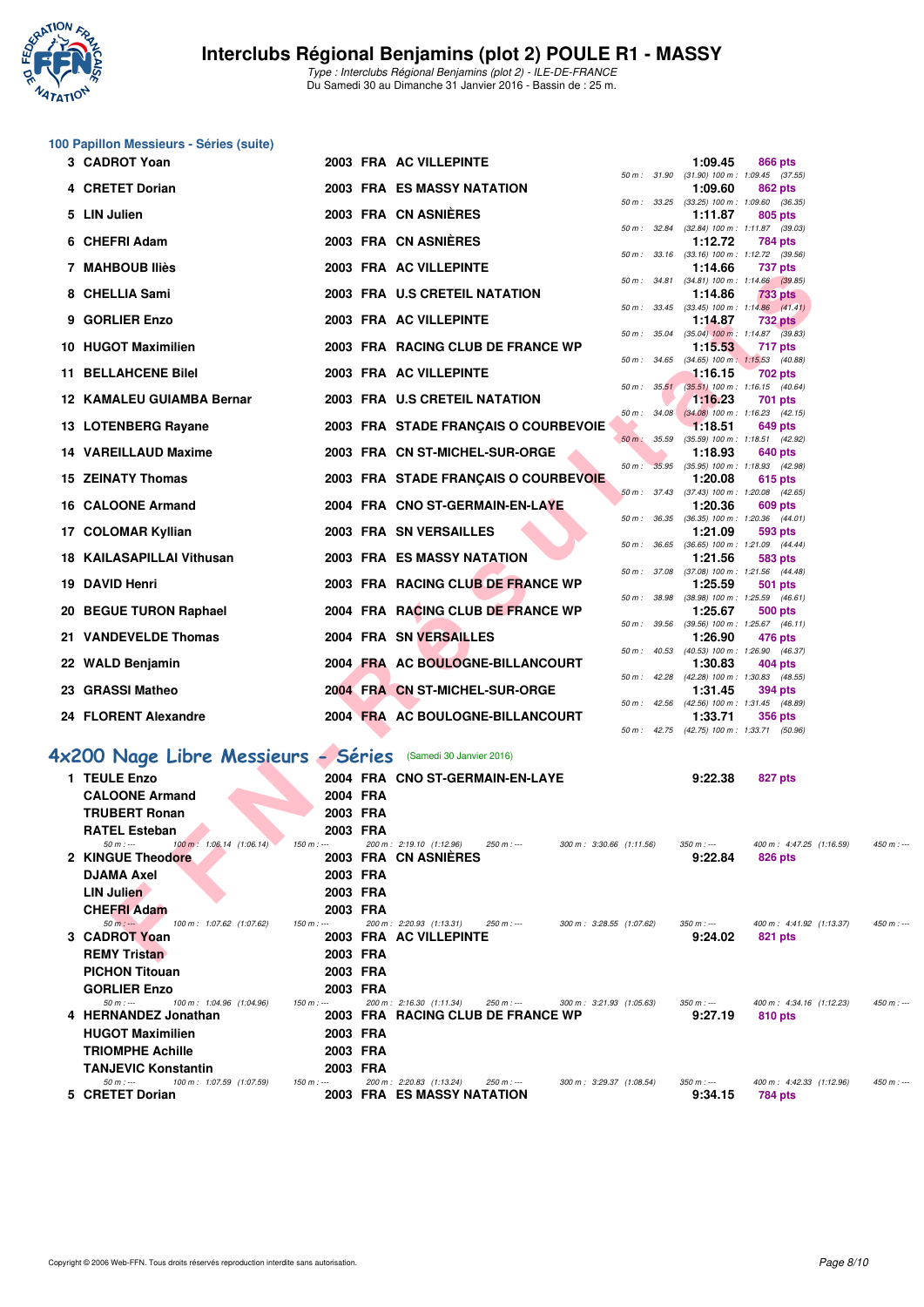# Interclubs Régional Benjamins (plot 2) POULE R1 - MASSY

*Type : Interclubs Régional Benjamins (plot 2) - ILE-DE-FRANCE*
Du Samedi 30 au Dimanche 31 Janvier 2016 - Bassin de : 25 m.

## 100 Papillon Messieurs - Séries (suite)

| Rg | Nom | Année | Nat. | Club | Temps | Points | Splits |
|---|---|---|---|---|---|---|---|
| 3 | CADROT Yoan | 2003 | FRA | AC VILLEPINTE | 1:09.45 | 866 pts | 50 m : 31.90 (31.90) 100 m : 1:09.45 (37.55) |
| 4 | CRETET Dorian | 2003 | FRA | ES MASSY NATATION | 1:09.60 | 862 pts | 50 m : 33.25 (33.25) 100 m : 1:09.60 (36.35) |
| 5 | LIN Julien | 2003 | FRA | CN ASNIÈRES | 1:11.87 | 805 pts | 50 m : 32.84 (32.84) 100 m : 1:11.87 (39.03) |
| 6 | CHEFRI Adam | 2003 | FRA | CN ASNIÈRES | 1:12.72 | 784 pts | 50 m : 33.16 (33.16) 100 m : 1:12.72 (39.56) |
| 7 | MAHBOUB Iliès | 2003 | FRA | AC VILLEPINTE | 1:14.66 | 737 pts | 50 m : 34.81 (34.81) 100 m : 1:14.66 (39.85) |
| 8 | CHELLIA Sami | 2003 | FRA | U.S CRETEIL NATATION | 1:14.86 | 733 pts | 50 m : 33.45 (33.45) 100 m : 1:14.86 (41.41) |
| 9 | GORLIER Enzo | 2003 | FRA | AC VILLEPINTE | 1:14.87 | 732 pts | 50 m : 35.04 (35.04) 100 m : 1:14.87 (39.83) |
| 10 | HUGOT Maximilien | 2003 | FRA | RACING CLUB DE FRANCE WP | 1:15.53 | 717 pts | 50 m : 34.65 (34.65) 100 m : 1:15.53 (40.88) |
| 11 | BELLAHCENE Bilel | 2003 | FRA | AC VILLEPINTE | 1:16.15 | 702 pts | 50 m : 35.51 (35.51) 100 m : 1:16.15 (40.64) |
| 12 | KAMALEU GUIAMBA Bernar | 2003 | FRA | U.S CRETEIL NATATION | 1:16.23 | 701 pts | 50 m : 34.08 (34.08) 100 m : 1:16.23 (42.15) |
| 13 | LOTENBERG Rayane | 2003 | FRA | STADE FRANÇAIS O COURBEVOIE | 1:18.51 | 649 pts | 50 m : 35.59 (35.59) 100 m : 1:18.51 (42.92) |
| 14 | VAREILLAUD Maxime | 2003 | FRA | CN ST-MICHEL-SUR-ORGE | 1:18.93 | 640 pts | 50 m : 35.95 (35.95) 100 m : 1:18.93 (42.98) |
| 15 | ZEINATY Thomas | 2003 | FRA | STADE FRANÇAIS O COURBEVOIE | 1:20.08 | 615 pts | 50 m : 37.43 (37.43) 100 m : 1:20.08 (42.65) |
| 16 | CALOONE Armand | 2004 | FRA | CNO ST-GERMAIN-EN-LAYE | 1:20.36 | 609 pts | 50 m : 36.35 (36.35) 100 m : 1:20.36 (44.01) |
| 17 | COLOMAR Kyllian | 2003 | FRA | SN VERSAILLES | 1:21.09 | 593 pts | 50 m : 36.65 (36.65) 100 m : 1:21.09 (44.44) |
| 18 | KAILASAPILLAI Vithusan | 2003 | FRA | ES MASSY NATATION | 1:21.56 | 583 pts | 50 m : 37.08 (37.08) 100 m : 1:21.56 (44.48) |
| 19 | DAVID Henri | 2003 | FRA | RACING CLUB DE FRANCE WP | 1:25.59 | 501 pts | 50 m : 38.98 (38.98) 100 m : 1:25.59 (46.61) |
| 20 | BEGUE TURON Raphael | 2004 | FRA | RACING CLUB DE FRANCE WP | 1:25.67 | 500 pts | 50 m : 39.56 (39.56) 100 m : 1:25.67 (46.11) |
| 21 | VANDEVELDE Thomas | 2004 | FRA | SN VERSAILLES | 1:26.90 | 476 pts | 50 m : 40.53 (40.53) 100 m : 1:26.90 (46.37) |
| 22 | WALD Benjamin | 2004 | FRA | AC BOULOGNE-BILLANCOURT | 1:30.83 | 404 pts | 50 m : 42.28 (42.28) 100 m : 1:30.83 (48.55) |
| 23 | GRASSI Matheo | 2004 | FRA | CN ST-MICHEL-SUR-ORGE | 1:31.45 | 394 pts | 50 m : 42.56 (42.56) 100 m : 1:31.45 (48.89) |
| 24 | FLORENT Alexandre | 2004 | FRA | AC BOULOGNE-BILLANCOURT | 1:33.71 | 356 pts | 50 m : 42.75 (42.75) 100 m : 1:33.71 (50.96) |

## 4x200 Nage Libre Messieurs - Séries (Samedi 30 Janvier 2016)

| Rg | Nom | Année | Nat. | Club | Temps | Points |
|---|---|---|---|---|---|---|
| 1 | TEULE Enzo | 2004 | FRA | CNO ST-GERMAIN-EN-LAYE | 9:22.38 | 827 pts |
| | CALOONE Armand | 2004 | FRA | | | |
| | TRUBERT Ronan | 2003 | FRA | | | |
| | RATEL Esteban | 2003 | FRA | | | |
| | 50 m : --- 100 m : 1:06.14 (1:06.14) 150 m : --- 200 m : 2:19.10 (1:12.96) 250 m : --- 300 m : 3:30.66 (1:11.56) 350 m : --- 400 m : 4:47.25 (1:16.59) 450 m : --- | | | | | |
| 2 | KINGUE Theodore | 2003 | FRA | CN ASNIÈRES | 9:22.84 | 826 pts |
| | DJAMA Axel | 2003 | FRA | | | |
| | LIN Julien | 2003 | FRA | | | |
| | CHEFRI Adam | 2003 | FRA | | | |
| | 50 m : --- 100 m : 1:07.62 (1:07.62) 150 m : --- 200 m : 2:20.93 (1:13.31) 250 m : --- 300 m : 3:28.55 (1:07.62) 350 m : --- 400 m : 4:41.92 (1:13.37) 450 m : --- | | | | | |
| 3 | CADROT Yoan | 2003 | FRA | AC VILLEPINTE | 9:24.02 | 821 pts |
| | REMY Tristan | 2003 | FRA | | | |
| | PICHON Titouan | 2003 | FRA | | | |
| | GORLIER Enzo | 2003 | FRA | | | |
| | 50 m : --- 100 m : 1:04.96 (1:04.96) 150 m : --- 200 m : 2:16.30 (1:11.34) 250 m : --- 300 m : 3:21.93 (1:05.63) 350 m : --- 400 m : 4:34.16 (1:12.23) 450 m : --- | | | | | |
| 4 | HERNANDEZ Jonathan | 2003 | FRA | RACING CLUB DE FRANCE WP | 9:27.19 | 810 pts |
| | HUGOT Maximilien | 2003 | FRA | | | |
| | TRIOMPHE Achille | 2003 | FRA | | | |
| | TANJEVIC Konstantin | 2003 | FRA | | | |
| | 50 m : --- 100 m : 1:07.59 (1:07.59) 150 m : --- 200 m : 2:20.83 (1:13.24) 250 m : --- 300 m : 3:29.37 (1:08.54) 350 m : --- 400 m : 4:42.33 (1:12.96) 450 m : --- | | | | | |
| 5 | CRETET Dorian | 2003 | FRA | ES MASSY NATATION | 9:34.15 | 784 pts |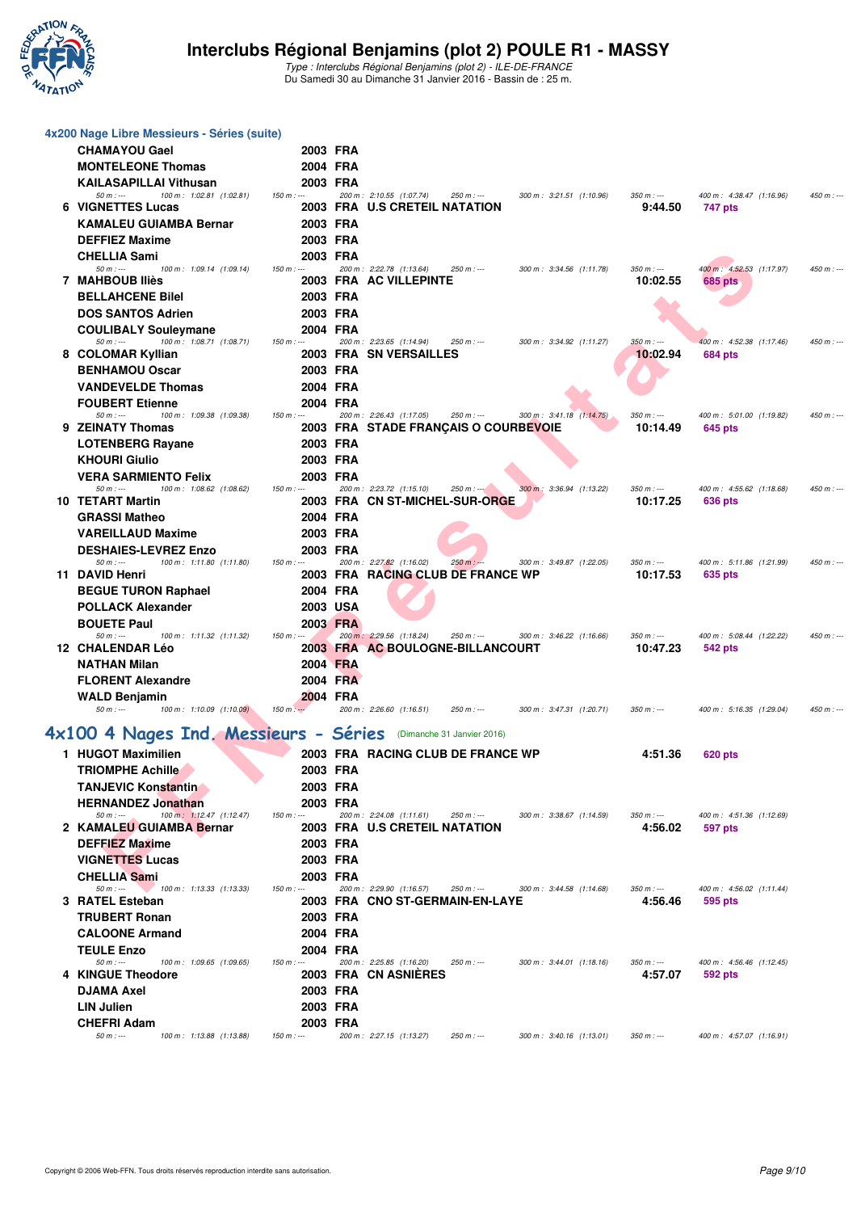# Interclubs Régional Benjamins (plot 2) POULE R1 - MASSY

*Type : Interclubs Régional Benjamins (plot 2) - ILE-DE-FRANCE*
Du Samedi 30 au Dimanche 31 Janvier 2016 - Bassin de : 25 m.

## 4x200 Nage Libre Messieurs - Séries (suite)

| Rang | Nom | Année | Nat. | Club | Temps | Points |
|---|---|---|---|---|---|---|
| | CHAMAYOU Gael | 2003 | FRA | | | |
| | MONTELEONE Thomas | 2004 | FRA | | | |
| | KAILASAPILLAI Vithusan | 2003 | FRA | | | |
| | *50 m : --- 100 m : 1:02.81 (1:02.81) 150 m : --- 200 m : 2:10.55 (1:07.74) 250 m : --- 300 m : 3:21.51 (1:10.96) 350 m : --- 400 m : 4:38.47 (1:16.96) 450 m : ---* | | | | | |
| 6 | VIGNETTES Lucas | 2003 | FRA | U.S CRETEIL NATATION | 9:44.50 | 747 pts |
| | KAMALEU GUIAMBA Bernar | 2003 | FRA | | | |
| | DEFFIEZ Maxime | 2003 | FRA | | | |
| | CHELLIA Sami | 2003 | FRA | | | |
| | *50 m : --- 100 m : 1:09.14 (1:09.14) 150 m : --- 200 m : 2:22.78 (1:13.64) 250 m : --- 300 m : 3:34.56 (1:11.78) 350 m : --- 400 m : 4:52.53 (1:17.97) 450 m : ---* | | | | | |
| 7 | MAHBOUB Iliès | 2003 | FRA | AC VILLEPINTE | 10:02.55 | 685 pts |
| | BELLAHCENE Bilel | 2003 | FRA | | | |
| | DOS SANTOS Adrien | 2003 | FRA | | | |
| | COULIBALY Souleymane | 2004 | FRA | | | |
| | *50 m : --- 100 m : 1:08.71 (1:08.71) 150 m : --- 200 m : 2:23.65 (1:14.94) 250 m : --- 300 m : 3:34.92 (1:11.27) 350 m : --- 400 m : 4:52.38 (1:17.46) 450 m : ---* | | | | | |
| 8 | COLOMAR Kyllian | 2003 | FRA | SN VERSAILLES | 10:02.94 | 684 pts |
| | BENHAMOU Oscar | 2003 | FRA | | | |
| | VANDEVELDE Thomas | 2004 | FRA | | | |
| | FOUBERT Etienne | 2004 | FRA | | | |
| | *50 m : --- 100 m : 1:09.38 (1:09.38) 150 m : --- 200 m : 2:26.43 (1:17.05) 250 m : --- 300 m : 3:41.18 (1:14.75) 350 m : --- 400 m : 5:01.00 (1:19.82) 450 m : ---* | | | | | |
| 9 | ZEINATY Thomas | 2003 | FRA | STADE FRANÇAIS O COURBEVOIE | 10:14.49 | 645 pts |
| | LOTENBERG Rayane | 2003 | FRA | | | |
| | KHOURI Giulio | 2003 | FRA | | | |
| | VERA SARMIENTO Felix | 2003 | FRA | | | |
| | *50 m : --- 100 m : 1:08.62 (1:08.62) 150 m : --- 200 m : 2:23.72 (1:15.10) 250 m : --- 300 m : 3:36.94 (1:13.22) 350 m : --- 400 m : 4:55.62 (1:18.68) 450 m : ---* | | | | | |
| 10 | TETART Martin | 2003 | FRA | CN ST-MICHEL-SUR-ORGE | 10:17.25 | 636 pts |
| | GRASSI Matheo | 2004 | FRA | | | |
| | VAREILLAUD Maxime | 2003 | FRA | | | |
| | DESHAIES-LEVREZ Enzo | 2003 | FRA | | | |
| | *50 m : --- 100 m : 1:11.80 (1:11.80) 150 m : --- 200 m : 2:27.82 (1:16.02) 250 m : --- 300 m : 3:49.87 (1:22.05) 350 m : --- 400 m : 5:11.86 (1:21.99) 450 m : ---* | | | | | |
| 11 | DAVID Henri | 2003 | FRA | RACING CLUB DE FRANCE WP | 10:17.53 | 635 pts |
| | BEGUE TURON Raphael | 2004 | FRA | | | |
| | POLLACK Alexander | 2003 | USA | | | |
| | BOUETE Paul | 2003 | FRA | | | |
| | *50 m : --- 100 m : 1:11.32 (1:11.32) 150 m : --- 200 m : 2:29.56 (1:18.24) 250 m : --- 300 m : 3:46.22 (1:16.66) 350 m : --- 400 m : 5:08.44 (1:22.22) 450 m : ---* | | | | | |
| 12 | CHALENDAR Léo | 2003 | FRA | AC BOULOGNE-BILLANCOURT | 10:47.23 | 542 pts |
| | NATHAN Milan | 2004 | FRA | | | |
| | FLORENT Alexandre | 2004 | FRA | | | |
| | WALD Benjamin | 2004 | FRA | | | |
| | *50 m : --- 100 m : 1:10.09 (1:10.09) 150 m : --- 200 m : 2:26.60 (1:16.51) 250 m : --- 300 m : 3:47.31 (1:20.71) 350 m : --- 400 m : 5:16.35 (1:29.04) 450 m : ---* | | | | | |

## 4x100 4 Nages Ind. Messieurs - Séries (Dimanche 31 Janvier 2016)

| Rang | Nom | Année | Nat. | Club | Temps | Points |
|---|---|---|---|---|---|---|
| 1 | HUGOT Maximilien | 2003 | FRA | RACING CLUB DE FRANCE WP | 4:51.36 | 620 pts |
| | TRIOMPHE Achille | 2003 | FRA | | | |
| | TANJEVIC Konstantin | 2003 | FRA | | | |
| | HERNANDEZ Jonathan | 2003 | FRA | | | |
| | *50 m : --- 100 m : 1:12.47 (1:12.47) 150 m : --- 200 m : 2:24.08 (1:11.61) 250 m : --- 300 m : 3:38.67 (1:14.59) 350 m : --- 400 m : 4:51.36 (1:12.69)* | | | | | |
| 2 | KAMALEU GUIAMBA Bernar | 2003 | FRA | U.S CRETEIL NATATION | 4:56.02 | 597 pts |
| | DEFFIEZ Maxime | 2003 | FRA | | | |
| | VIGNETTES Lucas | 2003 | FRA | | | |
| | CHELLIA Sami | 2003 | FRA | | | |
| | *50 m : --- 100 m : 1:13.33 (1:13.33) 150 m : --- 200 m : 2:29.90 (1:16.57) 250 m : --- 300 m : 3:44.58 (1:14.68) 350 m : --- 400 m : 4:56.02 (1:11.44)* | | | | | |
| 3 | RATEL Esteban | 2003 | FRA | CNO ST-GERMAIN-EN-LAYE | 4:56.46 | 595 pts |
| | TRUBERT Ronan | 2003 | FRA | | | |
| | CALOONE Armand | 2004 | FRA | | | |
| | TEULE Enzo | 2004 | FRA | | | |
| | *50 m : --- 100 m : 1:09.65 (1:09.65) 150 m : --- 200 m : 2:25.85 (1:16.20) 250 m : --- 300 m : 3:44.01 (1:18.16) 350 m : --- 400 m : 4:56.46 (1:12.45)* | | | | | |
| 4 | KINGUE Theodore | 2003 | FRA | CN ASNIÈRES | 4:57.07 | 592 pts |
| | DJAMA Axel | 2003 | FRA | | | |
| | LIN Julien | 2003 | FRA | | | |
| | CHEFRI Adam | 2003 | FRA | | | |
| | *50 m : --- 100 m : 1:13.88 (1:13.88) 150 m : --- 200 m : 2:27.15 (1:13.27) 250 m : --- 300 m : 3:40.16 (1:13.01) 350 m : --- 400 m : 4:57.07 (1:16.91)* | | | | | |

Copyright © 2006 Web-FFN. Tous droits réservés reproduction interdite sans autorisation.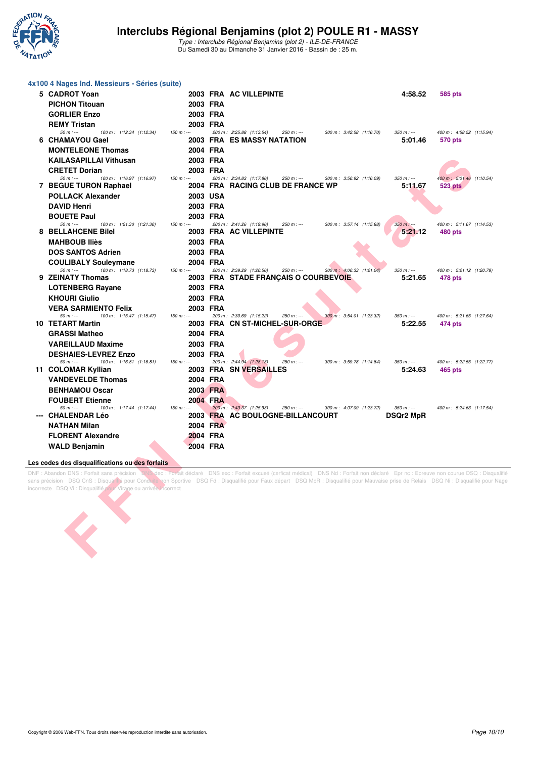# Interclubs Régional Benjamins (plot 2) POULE R1 - MASSY

*Type : Interclubs Régional Benjamins (plot 2) - ILE-DE-FRANCE*
Du Samedi 30 au Dimanche 31 Janvier 2016 - Bassin de : 25 m.

### 4x100 4 Nages Ind. Messieurs - Séries (suite)

| Place | Nom | Année | Nat. | Club | Temps | Points |
|---|---|---|---|---|---|---|
| 5 | CADROT Yoan | 2003 | FRA | AC VILLEPINTE | 4:58.52 | 585 pts |
| | PICHON Titouan | 2003 | FRA | | | |
| | GORLIER Enzo | 2003 | FRA | | | |
| | REMY Tristan | 2003 | FRA | | | |
| | 50 m : --- 100 m : 1:12.34 (1:12.34) 150 m : --- 200 m : 2:25.88 (1:13.54) 250 m : --- 300 m : 3:42.58 (1:16.70) 350 m : --- 400 m : 4:58.52 (1:15.94) | | | | | |
| 6 | CHAMAYOU Gael | 2003 | FRA | ES MASSY NATATION | 5:01.46 | 570 pts |
| | MONTELEONE Thomas | 2004 | FRA | | | |
| | KAILASAPILLAI Vithusan | 2003 | FRA | | | |
| | CRETET Dorian | 2003 | FRA | | | |
| | 50 m : --- 100 m : 1:16.97 (1:16.97) 150 m : --- 200 m : 2:34.83 (1:17.86) 250 m : --- 300 m : 3:50.92 (1:16.09) 350 m : --- 400 m : 5:01.46 (1:10.54) | | | | | |
| 7 | BEGUE TURON Raphael | 2004 | FRA | RACING CLUB DE FRANCE WP | 5:11.67 | 523 pts |
| | POLLACK Alexander | 2003 | USA | | | |
| | DAVID Henri | 2003 | FRA | | | |
| | BOUETE Paul | 2003 | FRA | | | |
| | 50 m : --- 100 m : 1:21.30 (1:21.30) 150 m : --- 200 m : 2:41.26 (1:19.96) 250 m : --- 300 m : 3:57.14 (1:15.88) 350 m : --- 400 m : 5:11.67 (1:14.53) | | | | | |
| 8 | BELLAHCENE Bilel | 2003 | FRA | AC VILLEPINTE | 5:21.12 | 480 pts |
| | MAHBOUB Iliès | 2003 | FRA | | | |
| | DOS SANTOS Adrien | 2003 | FRA | | | |
| | COULIBALY Souleymane | 2004 | FRA | | | |
| | 50 m : --- 100 m : 1:18.73 (1:18.73) 150 m : --- 200 m : 2:39.29 (1:20.56) 250 m : --- 300 m : 4:00.33 (1:21.04) 350 m : --- 400 m : 5:21.12 (1:20.79) | | | | | |
| 9 | ZEINATY Thomas | 2003 | FRA | STADE FRANÇAIS O COURBEVOIE | 5:21.65 | 478 pts |
| | LOTENBERG Rayane | 2003 | FRA | | | |
| | KHOURI Giulio | 2003 | FRA | | | |
| | VERA SARMIENTO Felix | 2003 | FRA | | | |
| | 50 m : --- 100 m : 1:15.47 (1:15.47) 150 m : --- 200 m : 2:30.69 (1:15.22) 250 m : --- 300 m : 3:54.01 (1:23.32) 350 m : --- 400 m : 5:21.65 (1:27.64) | | | | | |
| 10 | TETART Martin | 2003 | FRA | CN ST-MICHEL-SUR-ORGE | 5:22.55 | 474 pts |
| | GRASSI Matheo | 2004 | FRA | | | |
| | VAREILLAUD Maxime | 2003 | FRA | | | |
| | DESHAIES-LEVREZ Enzo | 2003 | FRA | | | |
| | 50 m : --- 100 m : 1:16.81 (1:16.81) 150 m : --- 200 m : 2:44.94 (1:28.13) 250 m : --- 300 m : 3:59.78 (1:14.84) 350 m : --- 400 m : 5:22.55 (1:22.77) | | | | | |
| 11 | COLOMAR Kyllian | 2003 | FRA | SN VERSAILLES | 5:24.63 | 465 pts |
| | VANDEVELDE Thomas | 2004 | FRA | | | |
| | BENHAMOU Oscar | 2003 | FRA | | | |
| | FOUBERT Etienne | 2004 | FRA | | | |
| | 50 m : --- 100 m : 1:17.44 (1:17.44) 150 m : --- 200 m : 2:43.37 (1:25.93) 250 m : --- 300 m : 4:07.09 (1:23.72) 350 m : --- 400 m : 5:24.63 (1:17.54) | | | | | |
| --- | CHALENDAR Léo | 2003 | FRA | AC BOULOGNE-BILLANCOURT | DSQr2 MpR | |
| | NATHAN Milan | 2004 | FRA | | | |
| | FLORENT Alexandre | 2004 | FRA | | | |
| | WALD Benjamin | 2004 | FRA | | | |

#### Les codes des disqualifications ou des forfaits

DNF : Abandon DNS : Forfait sans précision DNS dec : Forfait déclaré DNS exc : Forfait excusé (certicat médical) DNS Nd : Forfait non déclaré Epr nc : Epreuve non courue DSQ : Disqualifié sans précision DSQ CnS : Disqualifié pour Conduite non Sportive DSQ Fd : Disqualifié pour Faux départ DSQ MpR : Disqualifié pour Mauvaise prise de Relais DSQ Ni : Disqualifié pour Nage incorrecte DSQ Vi : Disqualifié pour Virage ou arrivée incorrect